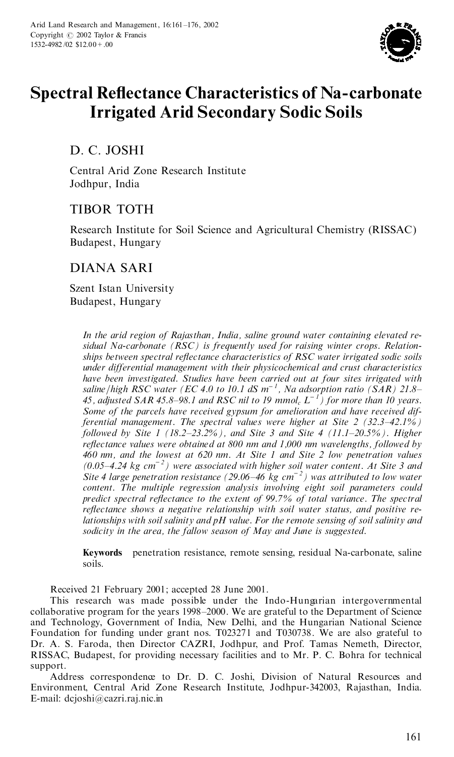# Spectral Reflectance Characteristics of Na-carbonate Irrigated Arid Secondary Sodic Soils

D. C. JOSHI

Central Arid Zone Research Institute
Jodhpur, India

TIBOR TOTH

Research Institute for Soil Science and Agricultural Chemistry (RISSAC)
Budapest, Hungary

DIANA SARI

Szent Istan University
Budapest, Hungary

*In the arid region of Rajasthan, India, saline ground water containing elevated residual Na-carbonate (RSC) is frequently used for raising winter crops. Relationships between spectral reflectance characteristics of RSC water irrigated sodic soils under differential management with their physicochemical and crust characteristics have been investigated. Studies have been carried out at four sites irrigated with saline/high RSC water (EC 4.0 to 10.1 dS $m^{-1}$, Na adsorption ratio (SAR) 21.8–45, adjusted SAR 45.8–98.1 and RSC nil to 19 $mmol_c$ $L^{-1}$) for more than 10 years. Some of the parcels have received gypsum for amelioration and have received differential management. The spectral values were higher at Site 2 (32.3–42.1%) followed by Site 1 (18.2–23.2%), and Site 3 and Site 4 (11.1–20.5%). Higher reflectance values were obtained at 800 nm and 1,000 nm wavelengths, followed by 460 nm, and the lowest at 620 nm. At Site 1 and Site 2 low penetration values (0.05–4.24 kg $cm^{-2}$) were associated with higher soil water content. At Site 3 and Site 4 large penetration resistance (29.06–46 kg $cm^{-2}$) was attributed to low water content. The multiple regression analysis involving eight soil parameters could predict spectral reflectance to the extent of 99.7% of total variance. The spectral reflectance shows a negative relationship with soil water status, and positive relationships with soil salinity and pH value. For the remote sensing of soil salinity and sodicity in the area, the fallow season of May and June is suggested.*

**Keywords** penetration resistance, remote sensing, residual Na-carbonate, saline soils.

Received 21 February 2001; accepted 28 June 2001.

This research was made possible under the Indo-Hungarian intergovernmental collaborative program for the years 1998–2000. We are grateful to the Department of Science and Technology, Government of India, New Delhi, and the Hungarian National Science Foundation for funding under grant nos. T023271 and T030738. We are also grateful to Dr. A. S. Faroda, then Director CAZRI, Jodhpur, and Prof. Tamas Nemeth, Director, RISSAC, Budapest, for providing necessary facilities and to Mr. P. C. Bohra for technical support.

Address correspondence to Dr. D. C. Joshi, Division of Natural Resources and Environment, Central Arid Zone Research Institute, Jodhpur-342003, Rajasthan, India. E-mail: dcjoshi@cazri.raj.nic.in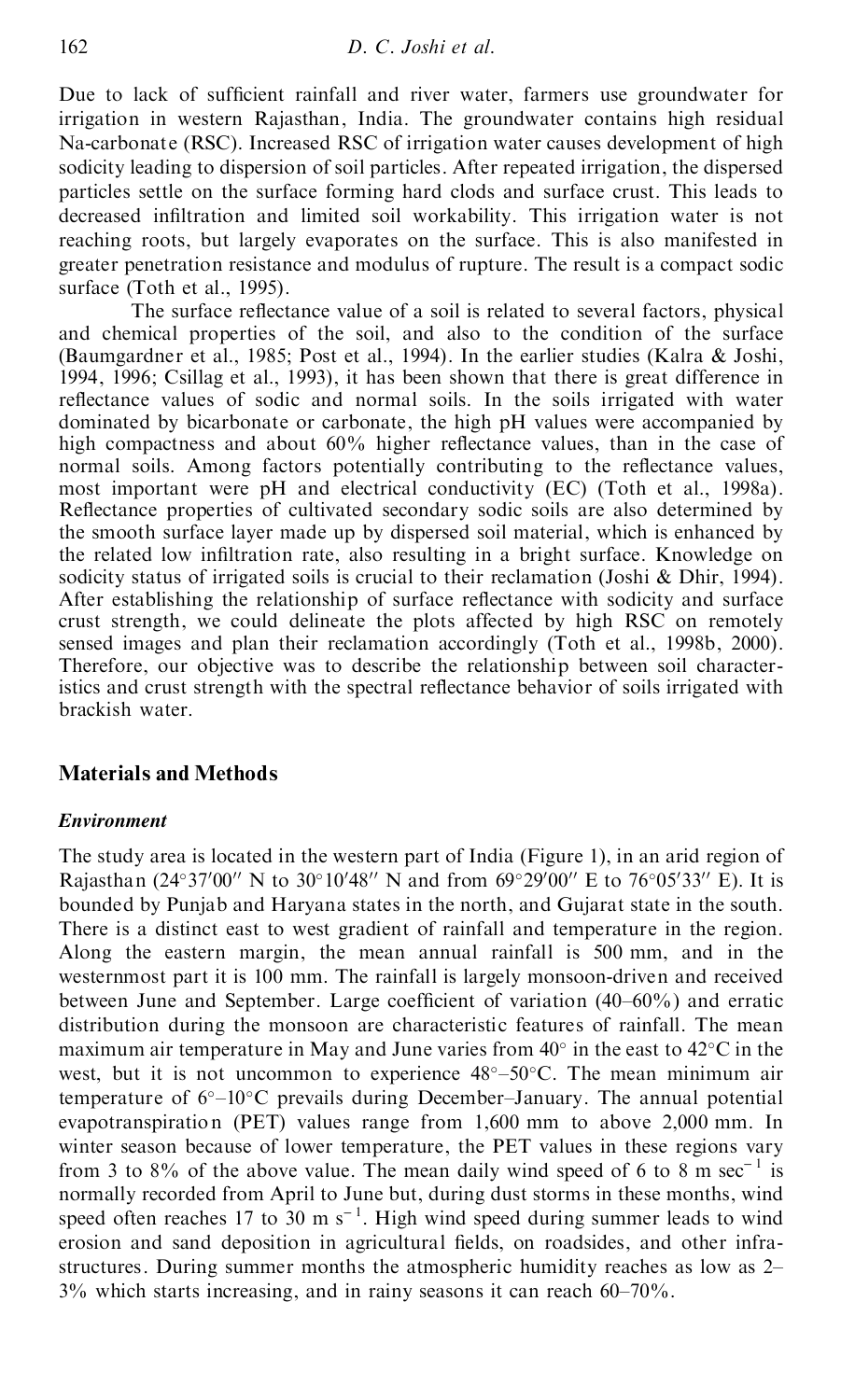Due to lack of sufficient rainfall and river water, farmers use groundwater for irrigation in western Rajasthan, India. The groundwater contains high residual Na-carbonate (RSC). Increased RSC of irrigation water causes development of high sodicity leading to dispersion of soil particles. After repeated irrigation, the dispersed particles settle on the surface forming hard clods and surface crust. This leads to decreased infiltration and limited soil workability. This irrigation water is not reaching roots, but largely evaporates on the surface. This is also manifested in greater penetration resistance and modulus of rupture. The result is a compact sodic surface (Toth et al., 1995).

The surface reflectance value of a soil is related to several factors, physical and chemical properties of the soil, and also to the condition of the surface (Baumgardner et al., 1985; Post et al., 1994). In the earlier studies (Kalra & Joshi, 1994, 1996; Csillag et al., 1993), it has been shown that there is great difference in reflectance values of sodic and normal soils. In the soils irrigated with water dominated by bicarbonate or carbonate, the high pH values were accompanied by high compactness and about 60% higher reflectance values, than in the case of normal soils. Among factors potentially contributing to the reflectance values, most important were pH and electrical conductivity (EC) (Toth et al., 1998a). Reflectance properties of cultivated secondary sodic soils are also determined by the smooth surface layer made up by dispersed soil material, which is enhanced by the related low infiltration rate, also resulting in a bright surface. Knowledge on sodicity status of irrigated soils is crucial to their reclamation (Joshi & Dhir, 1994). After establishing the relationship of surface reflectance with sodicity and surface crust strength, we could delineate the plots affected by high RSC on remotely sensed images and plan their reclamation accordingly (Toth et al., 1998b, 2000). Therefore, our objective was to describe the relationship between soil characteristics and crust strength with the spectral reflectance behavior of soils irrigated with brackish water.

## Materials and Methods

### *Environment*

The study area is located in the western part of India (Figure 1), in an arid region of Rajasthan (24°37′00″ N to 30°10′48″ N and from 69°29′00″ E to 76°05′33″ E). It is bounded by Punjab and Haryana states in the north, and Gujarat state in the south. There is a distinct east to west gradient of rainfall and temperature in the region. Along the eastern margin, the mean annual rainfall is 500 mm, and in the westernmost part it is 100 mm. The rainfall is largely monsoon-driven and received between June and September. Large coefficient of variation (40–60%) and erratic distribution during the monsoon are characteristic features of rainfall. The mean maximum air temperature in May and June varies from 40° in the east to 42°C in the west, but it is not uncommon to experience 48°–50°C. The mean minimum air temperature of 6°–10°C prevails during December–January. The annual potential evapotranspiration (PET) values range from 1,600 mm to above 2,000 mm. In winter season because of lower temperature, the PET values in these regions vary from 3 to 8% of the above value. The mean daily wind speed of 6 to 8 m $sec^{-1}$ is normally recorded from April to June but, during dust storms in these months, wind speed often reaches 17 to 30 m $s^{-1}$. High wind speed during summer leads to wind erosion and sand deposition in agricultural fields, on roadsides, and other infrastructures. During summer months the atmospheric humidity reaches as low as 2–3% which starts increasing, and in rainy seasons it can reach 60–70%.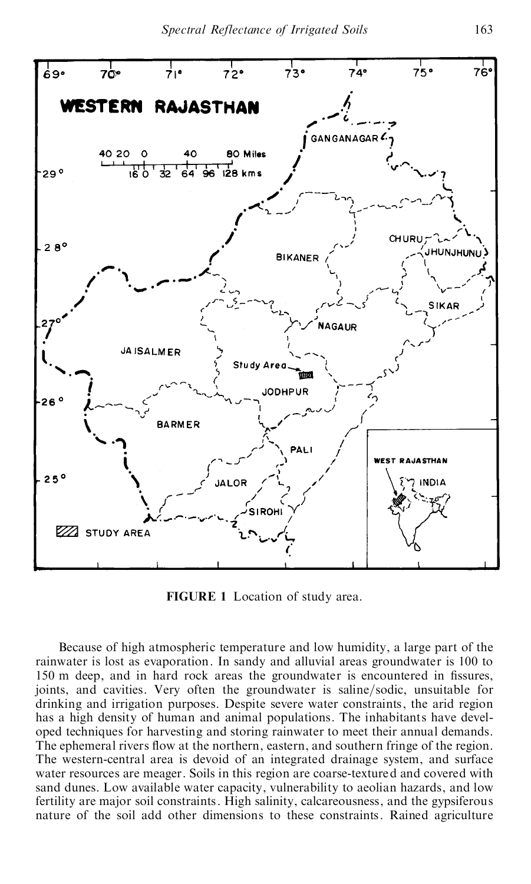FIGURE 1 Location of study area.

Because of high atmospheric temperature and low humidity, a large part of the rainwater is lost as evaporation. In sandy and alluvial areas groundwater is 100 to 150 m deep, and in hard rock areas the groundwater is encountered in fissures, joints, and cavities. Very often the groundwater is saline/sodic, unsuitable for drinking and irrigation purposes. Despite severe water constraints, the arid region has a high density of human and animal populations. The inhabitants have developed techniques for harvesting and storing rainwater to meet their annual demands. The ephemeral rivers flow at the northern, eastern, and southern fringe of the region. The western-central area is devoid of an integrated drainage system, and surface water resources are meager. Soils in this region are coarse-textured and covered with sand dunes. Low available water capacity, vulnerability to aeolian hazards, and low fertility are major soil constraints. High salinity, calcareousness, and the gypsiferous nature of the soil add other dimensions to these constraints. Rained agriculture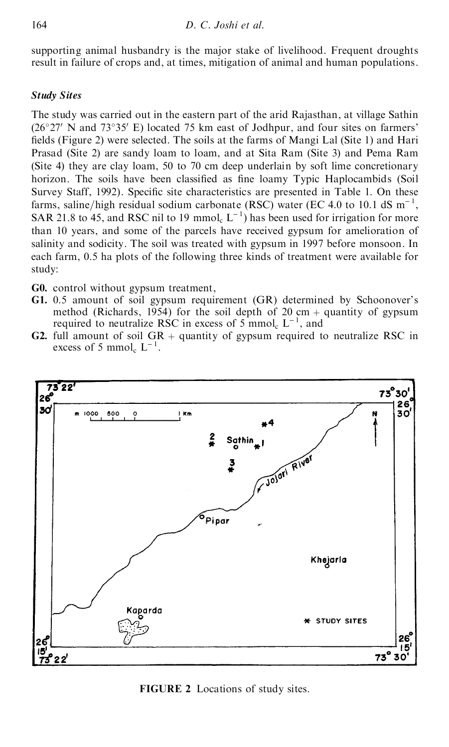supporting animal husbandry is the major stake of livelihood. Frequent droughts result in failure of crops and, at times, mitigation of animal and human populations.

### *Study Sites*

The study was carried out in the eastern part of the arid Rajasthan, at village Sathin ($26°27'$ N and $73°35'$ E) located 75 km east of Jodhpur, and four sites on farmers' fields (Figure 2) were selected. The soils at the farms of Mangi Lal (Site 1) and Hari Prasad (Site 2) are sandy loam to loam, and at Sita Ram (Site 3) and Pema Ram (Site 4) they are clay loam, 50 to 70 cm deep underlain by soft lime concretionary horizon. The soils have been classified as fine loamy Typic Haplocambids (Soil Survey Staff, 1992). Specific site characteristics are presented in Table 1. On these farms, saline/high residual sodium carbonate (RSC) water (EC 4.0 to 10.1 dS $m^{-1}$, SAR 21.8 to 45, and RSC nil to 19 $mmol_c\ L^{-1}$) has been used for irrigation for more than 10 years, and some of the parcels have received gypsum for amelioration of salinity and sodicity. The soil was treated with gypsum in 1997 before monsoon. In each farm, 0.5 ha plots of the following three kinds of treatment were available for study:

- **G0.** control without gypsum treatment,
- **G1.** 0.5 amount of soil gypsum requirement (GR) determined by Schoonover's method (Richards, 1954) for the soil depth of 20 cm + quantity of gypsum required to neutralize RSC in excess of 5 $mmol_c\ L^{-1}$, and
- **G2.** full amount of soil GR + quantity of gypsum required to neutralize RSC in excess of 5 $mmol_c\ L^{-1}$.

**FIGURE 2** Locations of study sites.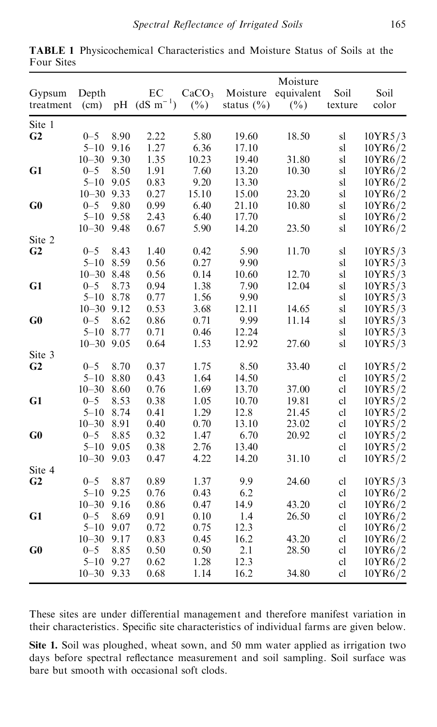**TABLE 1** Physicochemical Characteristics and Moisture Status of Soils at the Four Sites

| Gypsum treatment | Depth (cm) | pH | EC ($dS\ m^{-1}$) | $CaCO_3$ (%) | Moisture status (%) | Moisture equivalent (%) | Soil texture | Soil color |
|---|---|---|---|---|---|---|---|---|
| Site 1 | | | | | | | | |
| **G2** | 0–5 | 8.90 | 2.22 | 5.80 | 19.60 | 18.50 | sl | 10YR5/3 |
| | 5–10 | 9.16 | 1.27 | 6.36 | 17.10 | | sl | 10YR6/2 |
| | 10–30 | 9.30 | 1.35 | 10.23 | 19.40 | 31.80 | sl | 10YR6/2 |
| **G1** | 0–5 | 8.50 | 1.91 | 7.60 | 13.20 | 10.30 | sl | 10YR6/2 |
| | 5–10 | 9.05 | 0.83 | 9.20 | 13.30 | | sl | 10YR6/2 |
| | 10–30 | 9.33 | 0.27 | 15.10 | 15.00 | 23.20 | sl | 10YR6/2 |
| **G0** | 0–5 | 9.80 | 0.99 | 6.40 | 21.10 | 10.80 | sl | 10YR6/2 |
| | 5–10 | 9.58 | 2.43 | 6.40 | 17.70 | | sl | 10YR6/2 |
| | 10–30 | 9.48 | 0.67 | 5.90 | 14.20 | 23.50 | sl | 10YR6/2 |
| Site 2 | | | | | | | | |
| **G2** | 0–5 | 8.43 | 1.40 | 0.42 | 5.90 | 11.70 | sl | 10YR5/3 |
| | 5–10 | 8.59 | 0.56 | 0.27 | 9.90 | | sl | 10YR5/3 |
| | 10–30 | 8.48 | 0.56 | 0.14 | 10.60 | 12.70 | sl | 10YR5/3 |
| **G1** | 0–5 | 8.73 | 0.94 | 1.38 | 7.90 | 12.04 | sl | 10YR5/3 |
| | 5–10 | 8.78 | 0.77 | 1.56 | 9.90 | | sl | 10YR5/3 |
| | 10–30 | 9.12 | 0.53 | 3.68 | 12.11 | 14.65 | sl | 10YR5/3 |
| **G0** | 0–5 | 8.62 | 0.86 | 0.71 | 9.99 | 11.14 | sl | 10YR5/3 |
| | 5–10 | 8.77 | 0.71 | 0.46 | 12.24 | | sl | 10YR5/3 |
| | 10–30 | 9.05 | 0.64 | 1.53 | 12.92 | 27.60 | sl | 10YR5/3 |
| Site 3 | | | | | | | | |
| **G2** | 0–5 | 8.70 | 0.37 | 1.75 | 8.50 | 33.40 | cl | 10YR5/2 |
| | 5–10 | 8.80 | 0.43 | 1.64 | 14.50 | | cl | 10YR5/2 |
| | 10–30 | 8.60 | 0.76 | 1.69 | 13.70 | 37.00 | cl | 10YR5/2 |
| **G1** | 0–5 | 8.53 | 0.38 | 1.05 | 10.70 | 19.81 | cl | 10YR5/2 |
| | 5–10 | 8.74 | 0.41 | 1.29 | 12.8 | 21.45 | cl | 10YR5/2 |
| | 10–30 | 8.91 | 0.40 | 0.70 | 13.10 | 23.02 | cl | 10YR5/2 |
| **G0** | 0–5 | 8.85 | 0.32 | 1.47 | 6.70 | 20.92 | cl | 10YR5/2 |
| | 5–10 | 9.05 | 0.38 | 2.76 | 13.40 | | cl | 10YR5/2 |
| | 10–30 | 9.03 | 0.47 | 4.22 | 14.20 | 31.10 | cl | 10YR5/2 |
| Site 4 | | | | | | | | |
| **G2** | 0–5 | 8.87 | 0.89 | 1.37 | 9.9 | 24.60 | cl | 10YR5/3 |
| | 5–10 | 9.25 | 0.76 | 0.43 | 6.2 | | cl | 10YR6/2 |
| | 10–30 | 9.16 | 0.86 | 0.47 | 14.9 | 43.20 | cl | 10YR6/2 |
| **G1** | 0–5 | 8.69 | 0.91 | 0.10 | 1.4 | 26.50 | cl | 10YR6/2 |
| | 5–10 | 9.07 | 0.72 | 0.75 | 12.3 | | cl | 10YR6/2 |
| | 10–30 | 9.17 | 0.83 | 0.45 | 16.2 | 43.20 | cl | 10YR6/2 |
| **G0** | 0–5 | 8.85 | 0.50 | 0.50 | 2.1 | 28.50 | cl | 10YR6/2 |
| | 5–10 | 9.27 | 0.62 | 1.28 | 12.3 | | cl | 10YR6/2 |
| | 10–30 | 9.33 | 0.68 | 1.14 | 16.2 | 34.80 | cl | 10YR6/2 |

These sites are under differential management and therefore manifest variation in their characteristics. Specific site characteristics of individual farms are given below.

**Site 1.** Soil was ploughed, wheat sown, and 50 mm water applied as irrigation two days before spectral reflectance measurement and soil sampling. Soil surface was bare but smooth with occasional soft clods.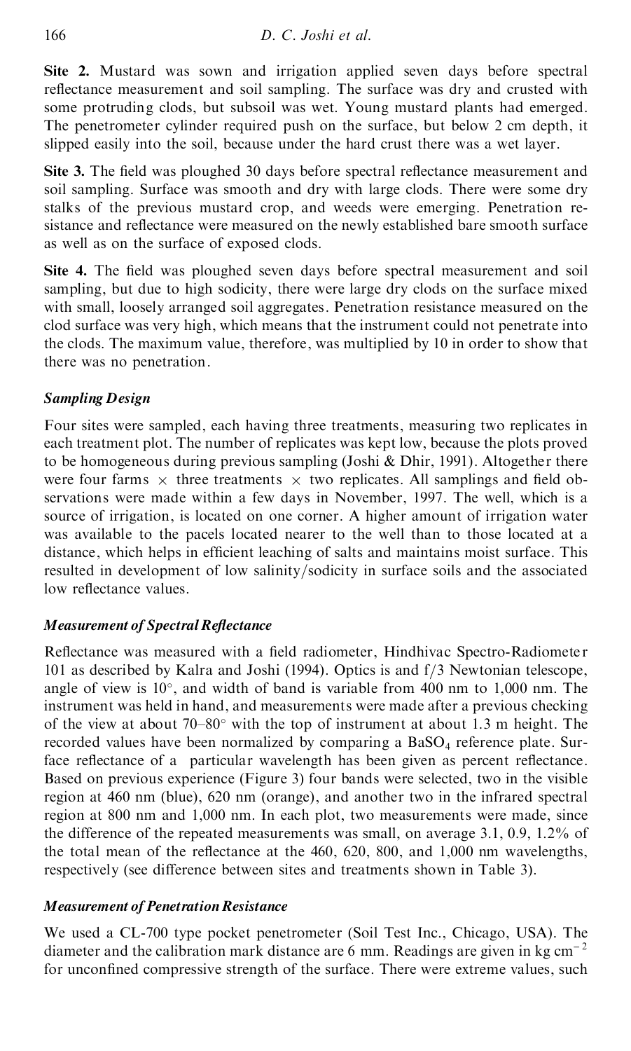**Site 2.** Mustard was sown and irrigation applied seven days before spectral reflectance measurement and soil sampling. The surface was dry and crusted with some protruding clods, but subsoil was wet. Young mustard plants had emerged. The penetrometer cylinder required push on the surface, but below 2 cm depth, it slipped easily into the soil, because under the hard crust there was a wet layer.

**Site 3.** The field was ploughed 30 days before spectral reflectance measurement and soil sampling. Surface was smooth and dry with large clods. There were some dry stalks of the previous mustard crop, and weeds were emerging. Penetration resistance and reflectance were measured on the newly established bare smooth surface as well as on the surface of exposed clods.

**Site 4.** The field was ploughed seven days before spectral measurement and soil sampling, but due to high sodicity, there were large dry clods on the surface mixed with small, loosely arranged soil aggregates. Penetration resistance measured on the clod surface was very high, which means that the instrument could not penetrate into the clods. The maximum value, therefore, was multiplied by 10 in order to show that there was no penetration.

### *Sampling Design*

Four sites were sampled, each having three treatments, measuring two replicates in each treatment plot. The number of replicates was kept low, because the plots proved to be homogeneous during previous sampling (Joshi & Dhir, 1991). Altogether there were four farms $\times$ three treatments $\times$ two replicates. All samplings and field observations were made within a few days in November, 1997. The well, which is a source of irrigation, is located on one corner. A higher amount of irrigation water was available to the pacels located nearer to the well than to those located at a distance, which helps in efficient leaching of salts and maintains moist surface. This resulted in development of low salinity/sodicity in surface soils and the associated low reflectance values.

### *Measurement of Spectral Reflectance*

Reflectance was measured with a field radiometer, Hindhivac Spectro-Radiometer 101 as described by Kalra and Joshi (1994). Optics is and f/3 Newtonian telescope, angle of view is 10°, and width of band is variable from 400 nm to 1,000 nm. The instrument was held in hand, and measurements were made after a previous checking of the view at about 70–80° with the top of instrument at about 1.3 m height. The recorded values have been normalized by comparing a $BaSO_4$ reference plate. Surface reflectance of a particular wavelength has been given as percent reflectance. Based on previous experience (Figure 3) four bands were selected, two in the visible region at 460 nm (blue), 620 nm (orange), and another two in the infrared spectral region at 800 nm and 1,000 nm. In each plot, two measurements were made, since the difference of the repeated measurements was small, on average 3.1, 0.9, 1.2% of the total mean of the reflectance at the 460, 620, 800, and 1,000 nm wavelengths, respectively (see difference between sites and treatments shown in Table 3).

### *Measurement of Penetration Resistance*

We used a CL-700 type pocket penetrometer (Soil Test Inc., Chicago, USA). The diameter and the calibration mark distance are 6 mm. Readings are given in kg $cm^{-2}$ for unconfined compressive strength of the surface. There were extreme values, such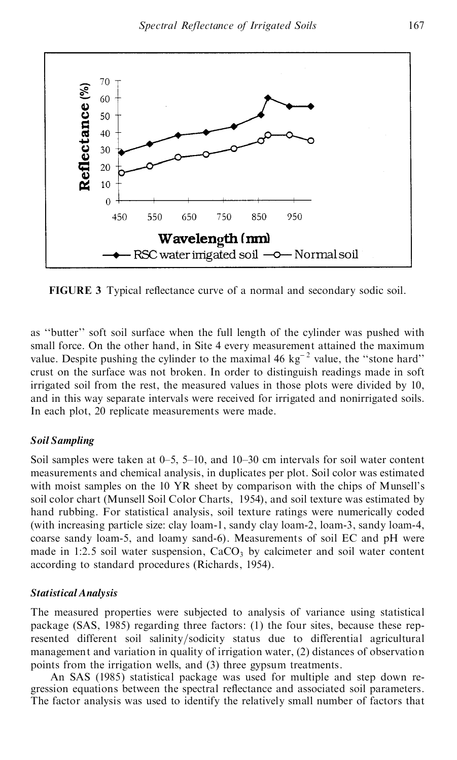**FIGURE 3** Typical reflectance curve of a normal and secondary sodic soil.

as "butter" soft soil surface when the full length of the cylinder was pushed with small force. On the other hand, in Site 4 every measurement attained the maximum value. Despite pushing the cylinder to the maximal 46 $kg^{-2}$ value, the "stone hard" crust on the surface was not broken. In order to distinguish readings made in soft irrigated soil from the rest, the measured values in those plots were divided by 10, and in this way separate intervals were received for irrigated and nonirrigated soils. In each plot, 20 replicate measurements were made.

### *Soil Sampling*

Soil samples were taken at 0–5, 5–10, and 10–30 cm intervals for soil water content measurements and chemical analysis, in duplicates per plot. Soil color was estimated with moist samples on the 10 YR sheet by comparison with the chips of Munsell's soil color chart (Munsell Soil Color Charts, 1954), and soil texture was estimated by hand rubbing. For statistical analysis, soil texture ratings were numerically coded (with increasing particle size: clay loam-1, sandy clay loam-2, loam-3, sandy loam-4, coarse sandy loam-5, and loamy sand-6). Measurements of soil EC and pH were made in 1:2.5 soil water suspension, $CaCO_3$ by calcimeter and soil water content according to standard procedures (Richards, 1954).

### *Statistical Analysis*

The measured properties were subjected to analysis of variance using statistical package (SAS, 1985) regarding three factors: (1) the four sites, because these represented different soil salinity/sodicity status due to differential agricultural management and variation in quality of irrigation water, (2) distances of observation points from the irrigation wells, and (3) three gypsum treatments.

An SAS (1985) statistical package was used for multiple and step down regression equations between the spectral reflectance and associated soil parameters. The factor analysis was used to identify the relatively small number of factors that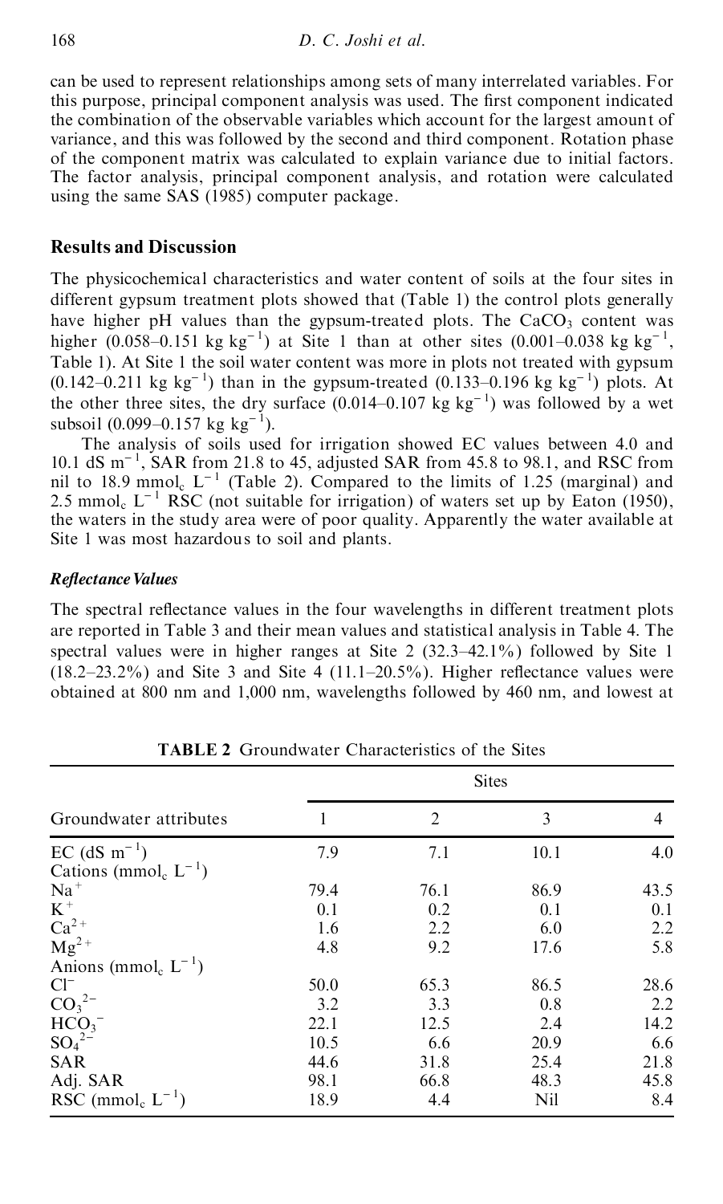can be used to represent relationships among sets of many interrelated variables. For this purpose, principal component analysis was used. The first component indicated the combination of the observable variables which account for the largest amount of variance, and this was followed by the second and third component. Rotation phase of the component matrix was calculated to explain variance due to initial factors. The factor analysis, principal component analysis, and rotation were calculated using the same SAS (1985) computer package.

## Results and Discussion

The physicochemical characteristics and water content of soils at the four sites in different gypsum treatment plots showed that (Table 1) the control plots generally have higher pH values than the gypsum-treated plots. The $CaCO_3$ content was higher (0.058–0.151 kg $kg^{-1}$) at Site 1 than at other sites (0.001–0.038 kg $kg^{-1}$, Table 1). At Site 1 the soil water content was more in plots not treated with gypsum (0.142–0.211 kg $kg^{-1}$) than in the gypsum-treated (0.133–0.196 kg $kg^{-1}$) plots. At the other three sites, the dry surface (0.014–0.107 kg $kg^{-1}$) was followed by a wet subsoil (0.099–0.157 kg $kg^{-1}$).

The analysis of soils used for irrigation showed EC values between 4.0 and 10.1 dS $m^{-1}$, SAR from 21.8 to 45, adjusted SAR from 45.8 to 98.1, and RSC from nil to 18.9 $mmol_c$ $L^{-1}$ (Table 2). Compared to the limits of 1.25 (marginal) and 2.5 $mmol_c$ $L^{-1}$ RSC (not suitable for irrigation) of waters set up by Eaton (1950), the waters in the study area were of poor quality. Apparently the water available at Site 1 was most hazardous to soil and plants.

### *Reflectance Values*

The spectral reflectance values in the four wavelengths in different treatment plots are reported in Table 3 and their mean values and statistical analysis in Table 4. The spectral values were in higher ranges at Site 2 (32.3–42.1%) followed by Site 1 (18.2–23.2%) and Site 3 and Site 4 (11.1–20.5%). Higher reflectance values were obtained at 800 nm and 1,000 nm, wavelengths followed by 460 nm, and lowest at

**TABLE 2** Groundwater Characteristics of the Sites

| Groundwater attributes | Sites | | | |
|---|---|---|---|---|
| | 1 | 2 | 3 | 4 |
| EC (dS $m^{-1}$) | 7.9 | 7.1 | 10.1 | 4.0 |
| Cations ($mmol_c$ $L^{-1}$) | | | | |
| $Na^{+}$ | 79.4 | 76.1 | 86.9 | 43.5 |
| $K^{+}$ | 0.1 | 0.2 | 0.1 | 0.1 |
| $Ca^{2+}$ | 1.6 | 2.2 | 6.0 | 2.2 |
| $Mg^{2+}$ | 4.8 | 9.2 | 17.6 | 5.8 |
| Anions ($mmol_c$ $L^{-1}$) | | | | |
| $Cl^{-}$ | 50.0 | 65.3 | 86.5 | 28.6 |
| $CO_3^{2-}$ | 3.2 | 3.3 | 0.8 | 2.2 |
| $HCO_3^{-}$ | 22.1 | 12.5 | 2.4 | 14.2 |
| $SO_4^{2-}$ | 10.5 | 6.6 | 20.9 | 6.6 |
| SAR | 44.6 | 31.8 | 25.4 | 21.8 |
| Adj. SAR | 98.1 | 66.8 | 48.3 | 45.8 |
| RSC ($mmol_c$ $L^{-1}$) | 18.9 | 4.4 | Nil | 8.4 |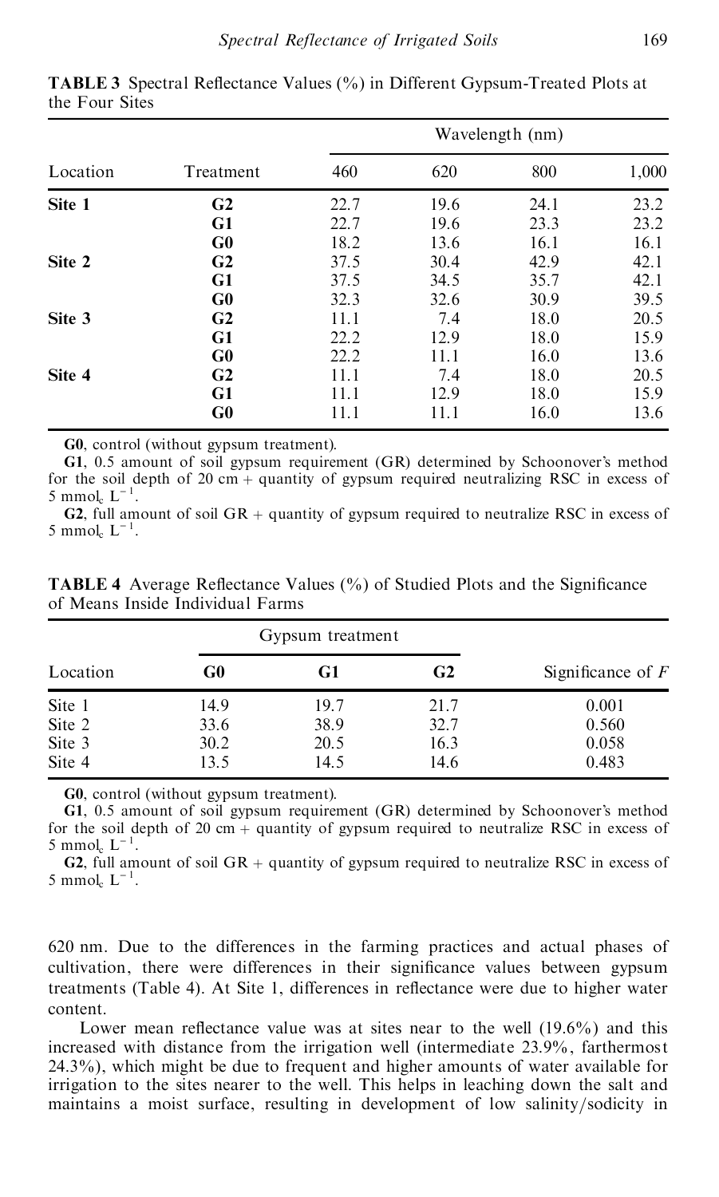**TABLE 3** Spectral Reflectance Values (%) in Different Gypsum-Treated Plots at the Four Sites

| Location | Treatment | Wavelength (nm) | | | |
|---|---|---|---|---|---|
| | | 460 | 620 | 800 | 1,000 |
| **Site 1** | **G2** | 22.7 | 19.6 | 24.1 | 23.2 |
| | **G1** | 22.7 | 19.6 | 23.3 | 23.2 |
| | **G0** | 18.2 | 13.6 | 16.1 | 16.1 |
| **Site 2** | **G2** | 37.5 | 30.4 | 42.9 | 42.1 |
| | **G1** | 37.5 | 34.5 | 35.7 | 42.1 |
| | **G0** | 32.3 | 32.6 | 30.9 | 39.5 |
| **Site 3** | **G2** | 11.1 | 7.4 | 18.0 | 20.5 |
| | **G1** | 22.2 | 12.9 | 18.0 | 15.9 |
| | **G0** | 22.2 | 11.1 | 16.0 | 13.6 |
| **Site 4** | **G2** | 11.1 | 7.4 | 18.0 | 20.5 |
| | **G1** | 11.1 | 12.9 | 18.0 | 15.9 |
| | **G0** | 11.1 | 11.1 | 16.0 | 13.6 |

**G0**, control (without gypsum treatment).

**G1**, 0.5 amount of soil gypsum requirement (GR) determined by Schoonover's method for the soil depth of 20 cm + quantity of gypsum required neutralizing RSC in excess of 5 $mmol_c\ L^{-1}$.

**G2**, full amount of soil GR + quantity of gypsum required to neutralize RSC in excess of 5 $mmol_c\ L^{-1}$.

**TABLE 4** Average Reflectance Values (%) of Studied Plots and the Significance of Means Inside Individual Farms

| Location | Gypsum treatment | | | Significance of $F$ |
|---|---|---|---|---|
| | **G0** | **G1** | **G2** | |
| Site 1 | 14.9 | 19.7 | 21.7 | 0.001 |
| Site 2 | 33.6 | 38.9 | 32.7 | 0.560 |
| Site 3 | 30.2 | 20.5 | 16.3 | 0.058 |
| Site 4 | 13.5 | 14.5 | 14.6 | 0.483 |

**G0**, control (without gypsum treatment).

**G1**, 0.5 amount of soil gypsum requirement (GR) determined by Schoonover's method for the soil depth of 20 cm + quantity of gypsum required to neutralize RSC in excess of 5 $mmol_c\ L^{-1}$.

**G2**, full amount of soil GR + quantity of gypsum required to neutralize RSC in excess of 5 $mmol_c\ L^{-1}$.

620 nm. Due to the differences in the farming practices and actual phases of cultivation, there were differences in their significance values between gypsum treatments (Table 4). At Site 1, differences in reflectance were due to higher water content.

Lower mean reflectance value was at sites near to the well (19.6%) and this increased with distance from the irrigation well (intermediate 23.9%, farthermost 24.3%), which might be due to frequent and higher amounts of water available for irrigation to the sites nearer to the well. This helps in leaching down the salt and maintains a moist surface, resulting in development of low salinity/sodicity in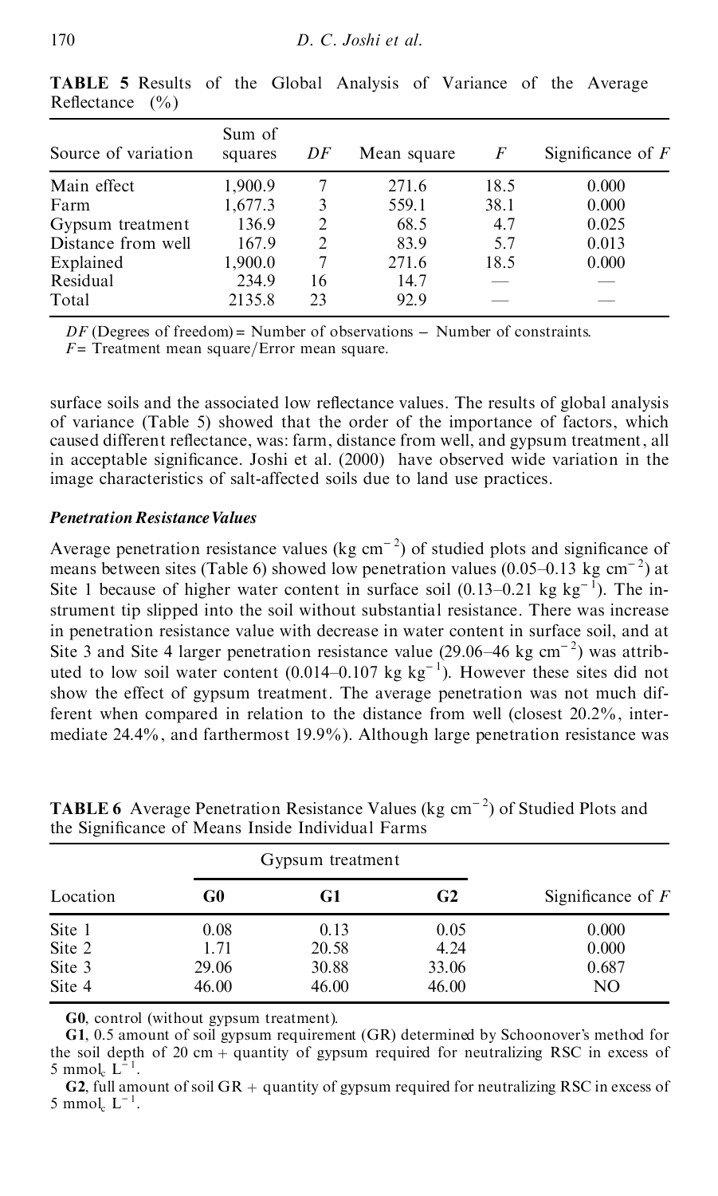**TABLE 5** Results of the Global Analysis of Variance of the Average Reflectance (%)

| Source of variation | Sum of squares | *DF* | Mean square | *F* | Significance of *F* |
|---|---|---|---|---|---|
| Main effect | 1,900.9 | 7 | 271.6 | 18.5 | 0.000 |
| Farm | 1,677.3 | 3 | 559.1 | 38.1 | 0.000 |
| Gypsum treatment | 136.9 | 2 | 68.5 | 4.7 | 0.025 |
| Distance from well | 167.9 | 2 | 83.9 | 5.7 | 0.013 |
| Explained | 1,900.0 | 7 | 271.6 | 18.5 | 0.000 |
| Residual | 234.9 | 16 | 14.7 | — | — |
| Total | 2135.8 | 23 | 92.9 | — | — |

*DF* (Degrees of freedom) = Number of observations − Number of constraints.
*F* = Treatment mean square/Error mean square.

surface soils and the associated low reflectance values. The results of global analysis of variance (Table 5) showed that the order of the importance of factors, which caused different reflectance, was: farm, distance from well, and gypsum treatment, all in acceptable significance. Joshi et al. (2000) have observed wide variation in the image characteristics of salt-affected soils due to land use practices.

***Penetration Resistance Values***

Average penetration resistance values (kg $cm^{-2}$) of studied plots and significance of means between sites (Table 6) showed low penetration values (0.05–0.13 kg $cm^{-2}$) at Site 1 because of higher water content in surface soil (0.13–0.21 kg $kg^{-1}$). The instrument tip slipped into the soil without substantial resistance. There was increase in penetration resistance value with decrease in water content in surface soil, and at Site 3 and Site 4 larger penetration resistance value (29.06–46 kg $cm^{-2}$) was attributed to low soil water content (0.014–0.107 kg $kg^{-1}$). However these sites did not show the effect of gypsum treatment. The average penetration was not much different when compared in relation to the distance from well (closest 20.2%, intermediate 24.4%, and farthermost 19.9%). Although large penetration resistance was

**TABLE 6** Average Penetration Resistance Values (kg $cm^{-2}$) of Studied Plots and the Significance of Means Inside Individual Farms

| Location | Gypsum treatment | | | Significance of *F* |
|---|---|---|---|---|
| | **G0** | **G1** | **G2** | |
| Site 1 | 0.08 | 0.13 | 0.05 | 0.000 |
| Site 2 | 1.71 | 20.58 | 4.24 | 0.000 |
| Site 3 | 29.06 | 30.88 | 33.06 | 0.687 |
| Site 4 | 46.00 | 46.00 | 46.00 | NO |

**G0**, control (without gypsum treatment).

**G1**, 0.5 amount of soil gypsum requirement (GR) determined by Schoonover's method for the soil depth of 20 cm + quantity of gypsum required for neutralizing RSC in excess of 5 $mmol_c$ $L^{-1}$.

**G2**, full amount of soil GR + quantity of gypsum required for neutralizing RSC in excess of 5 $mmol_c$ $L^{-1}$.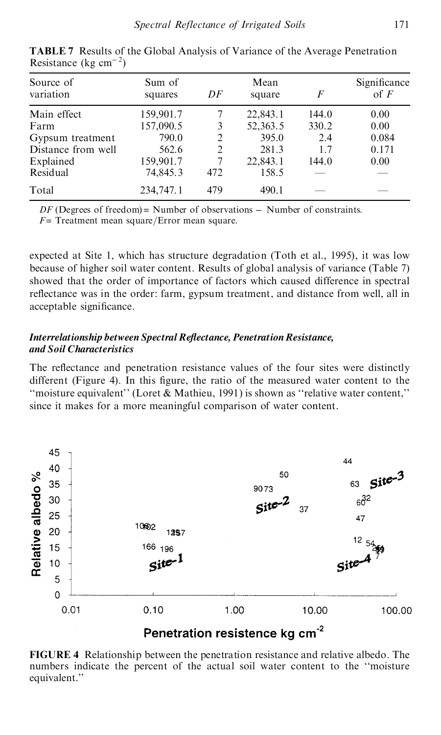**TABLE 7** Results of the Global Analysis of Variance of the Average Penetration Resistance (kg $cm^{-2}$)

| Source of variation | Sum of squares | *DF* | Mean square | *F* | Significance of *F* |
|---|---|---|---|---|---|
| Main effect | 159,901.7 | 7 | 22,843.1 | 144.0 | 0.00 |
| Farm | 157,090.5 | 3 | 52,363.5 | 330.2 | 0.00 |
| Gypsum treatment | 790.0 | 2 | 395.0 | 2.4 | 0.084 |
| Distance from well | 562.6 | 2 | 281.3 | 1.7 | 0.171 |
| Explained | 159,901.7 | 7 | 22,843.1 | 144.0 | 0.00 |
| Residual | 74,845.3 | 472 | 158.5 | — | — |
| Total | 234,747.1 | 479 | 490.1 | — | — |

*DF* (Degrees of freedom) = Number of observations − Number of constraints.
*F* = Treatment mean square/Error mean square.

expected at Site 1, which has structure degradation (Toth et al., 1995), it was low because of higher soil water content. Results of global analysis of variance (Table 7) showed that the order of importance of factors which caused difference in spectral reflectance was in the order: farm, gypsum treatment, and distance from well, all in acceptable significance.

### *Interrelationship between Spectral Reflectance, Penetration Resistance, and Soil Characteristics*

The reflectance and penetration resistance values of the four sites were distinctly different (Figure 4). In this figure, the ratio of the measured water content to the "moisture equivalent" (Loret & Mathieu, 1991) is shown as "relative water content," since it makes for a more meaningful comparison of water content.

**FIGURE 4** Relationship between the penetration resistance and relative albedo. The numbers indicate the percent of the actual soil water content to the "moisture equivalent."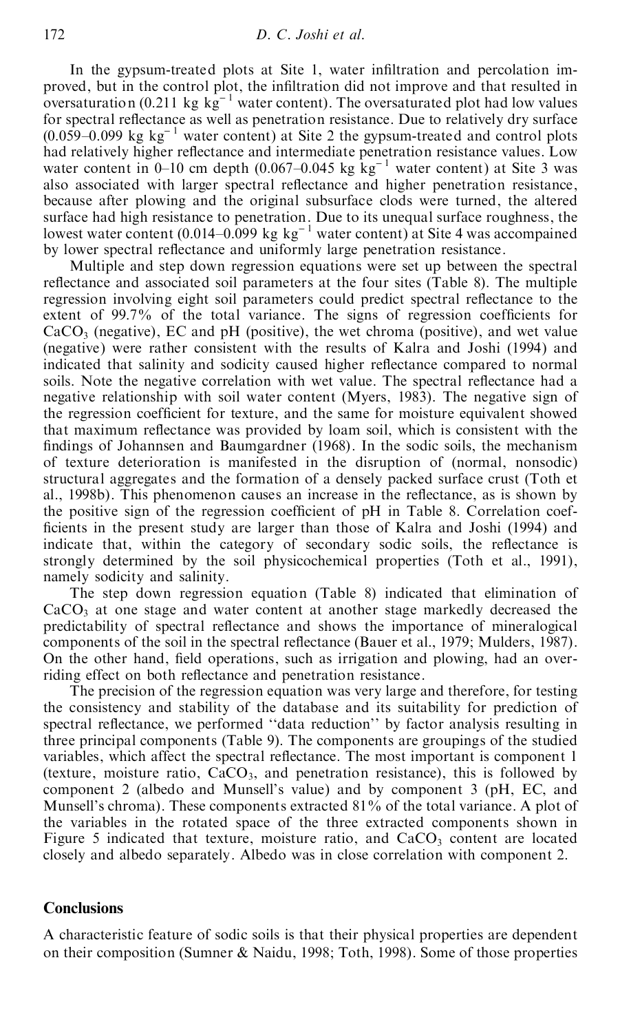In the gypsum-treated plots at Site 1, water infiltration and percolation improved, but in the control plot, the infiltration did not improve and that resulted in oversaturation (0.211 kg $kg^{-1}$ water content). The oversaturated plot had low values for spectral reflectance as well as penetration resistance. Due to relatively dry surface (0.059–0.099 kg $kg^{-1}$ water content) at Site 2 the gypsum-treated and control plots had relatively higher reflectance and intermediate penetration resistance values. Low water content in 0–10 cm depth (0.067–0.045 kg $kg^{-1}$ water content) at Site 3 was also associated with larger spectral reflectance and higher penetration resistance, because after plowing and the original subsurface clods were turned, the altered surface had high resistance to penetration. Due to its unequal surface roughness, the lowest water content (0.014–0.099 kg $kg^{-1}$ water content) at Site 4 was accompanied by lower spectral reflectance and uniformly large penetration resistance.

Multiple and step down regression equations were set up between the spectral reflectance and associated soil parameters at the four sites (Table 8). The multiple regression involving eight soil parameters could predict spectral reflectance to the extent of 99.7% of the total variance. The signs of regression coefficients for $CaCO_3$ (negative), EC and pH (positive), the wet chroma (positive), and wet value (negative) were rather consistent with the results of Kalra and Joshi (1994) and indicated that salinity and sodicity caused higher reflectance compared to normal soils. Note the negative correlation with wet value. The spectral reflectance had a negative relationship with soil water content (Myers, 1983). The negative sign of the regression coefficient for texture, and the same for moisture equivalent showed that maximum reflectance was provided by loam soil, which is consistent with the findings of Johannsen and Baumgardner (1968). In the sodic soils, the mechanism of texture deterioration is manifested in the disruption of (normal, nonsodic) structural aggregates and the formation of a densely packed surface crust (Toth et al., 1998b). This phenomenon causes an increase in the reflectance, as is shown by the positive sign of the regression coefficient of pH in Table 8. Correlation coefficients in the present study are larger than those of Kalra and Joshi (1994) and indicate that, within the category of secondary sodic soils, the reflectance is strongly determined by the soil physicochemical properties (Toth et al., 1991), namely sodicity and salinity.

The step down regression equation (Table 8) indicated that elimination of $CaCO_3$ at one stage and water content at another stage markedly decreased the predictability of spectral reflectance and shows the importance of mineralogical components of the soil in the spectral reflectance (Bauer et al., 1979; Mulders, 1987). On the other hand, field operations, such as irrigation and plowing, had an overriding effect on both reflectance and penetration resistance.

The precision of the regression equation was very large and therefore, for testing the consistency and stability of the database and its suitability for prediction of spectral reflectance, we performed "data reduction" by factor analysis resulting in three principal components (Table 9). The components are groupings of the studied variables, which affect the spectral reflectance. The most important is component 1 (texture, moisture ratio, $CaCO_3$, and penetration resistance), this is followed by component 2 (albedo and Munsell's value) and by component 3 (pH, EC, and Munsell's chroma). These components extracted 81% of the total variance. A plot of the variables in the rotated space of the three extracted components shown in Figure 5 indicated that texture, moisture ratio, and $CaCO_3$ content are located closely and albedo separately. Albedo was in close correlation with component 2.

## Conclusions

A characteristic feature of sodic soils is that their physical properties are dependent on their composition (Sumner & Naidu, 1998; Toth, 1998). Some of those properties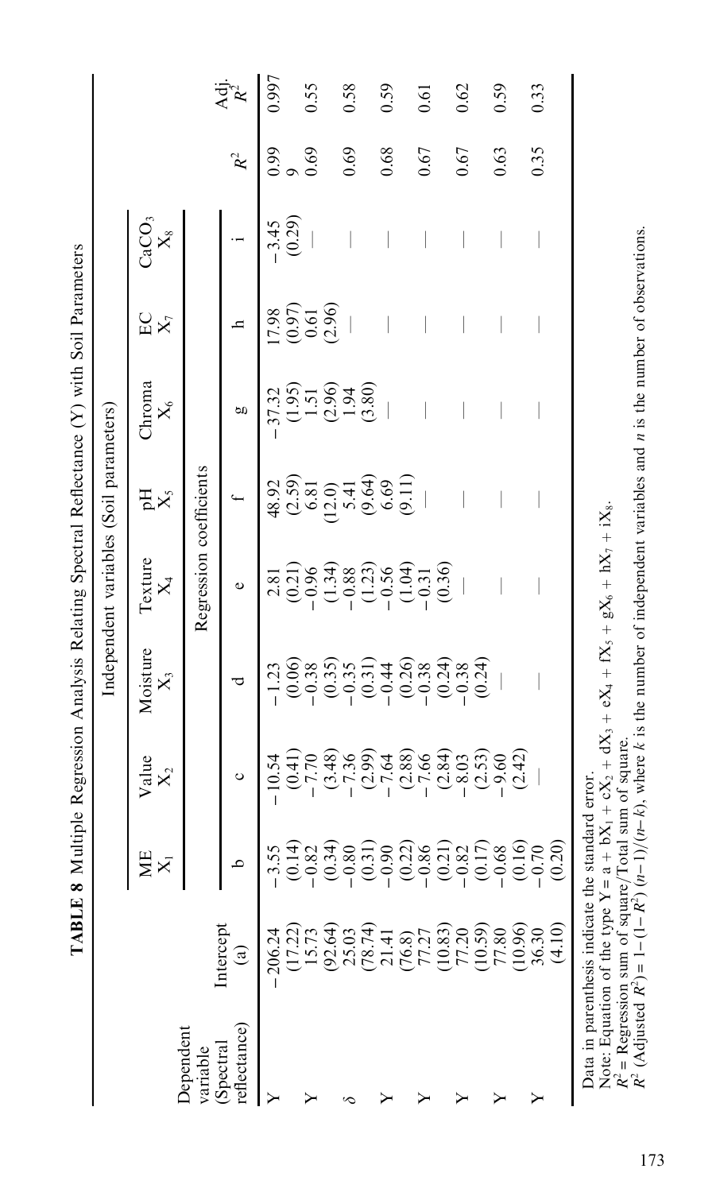**TABLE 8** Multiple Regression Analysis Relating Spectral Reflectance (Y) with Soil Parameters

| Dependent variable (Spectral reflectance) | Intercept (a) | Independent variables (Soil parameters) | | | | | | | | | |
|---|---|---|---|---|---|---|---|---|---|---|---|
| | | ME $X_1$ | Value $X_2$ | Moisture $X_3$ | Texture $X_4$ | pH $X_5$ | Chroma $X_6$ | EC $X_7$ | $CaCO_3$ $X_8$ | | |
| | | Regression coefficients | | | | | | | | | |
| | | b | c | d | e | f | g | h | i | $R^2$ | Adj. $R^2$ |
| Y | −206.24 (17.22) | −3.55 (0.14) | −10.54 (0.41) | −1.23 (0.06) | 2.81 (0.21) | 48.92 (2.59) | −37.32 (1.95) | 17.98 (0.97) | −3.45 (0.29) | 0.99 9 | 0.997 |
| Y | 15.73 (92.64) | −0.82 (0.34) | −7.70 (3.48) | −0.38 (0.35) | −0.96 (1.34) | 6.81 (12.0) | 1.51 (2.96) | 0.61 (2.96) | — | 0.69 | 0.55 |
| δ | 25.03 (78.74) | −0.80 (0.31) | −7.36 (2.99) | −0.35 (0.31) | −0.88 (1.23) | 5.41 (9.64) | 1.94 (3.80) | — | — | 0.69 | 0.58 |
| Y | 21.41 (76.8) | −0.90 (0.22) | −7.64 (2.88) | −0.44 (0.26) | −0.56 (1.04) | 6.69 (9.11) | — | — | — | 0.68 | 0.59 |
| Y | 77.27 (10.83) | −0.86 (0.21) | −7.66 (2.84) | −0.38 (0.24) | −0.31 (0.36) | — | — | — | — | 0.67 | 0.61 |
| Y | 77.20 (10.59) | −0.82 (0.17) | −8.03 (2.53) | −0.38 (0.24) | — | — | — | — | — | 0.67 | 0.62 |
| Y | 77.80 (10.96) | −0.68 (0.16) | −9.60 (2.42) | — | — | — | — | — | — | 0.63 | 0.59 |
| Y | 36.30 (4.10) | −0.70 (0.20) | — | — | — | — | — | — | — | 0.35 | 0.33 |

Data in parenthesis indicate the standard error.
Note: Equation of the type $Y = a + bX_1 + cX_2 + dX_3 + eX_4 + fX_5 + gX_6 + hX_7 + iX_8$.
$R^2$ = Regression sum of square/Total sum of square.
$R^2$ (Adjusted $R^2$) = $1-(1-R^2)(n-1)/(n-k)$, where $k$ is the number of independent variables and $n$ is the number of observations.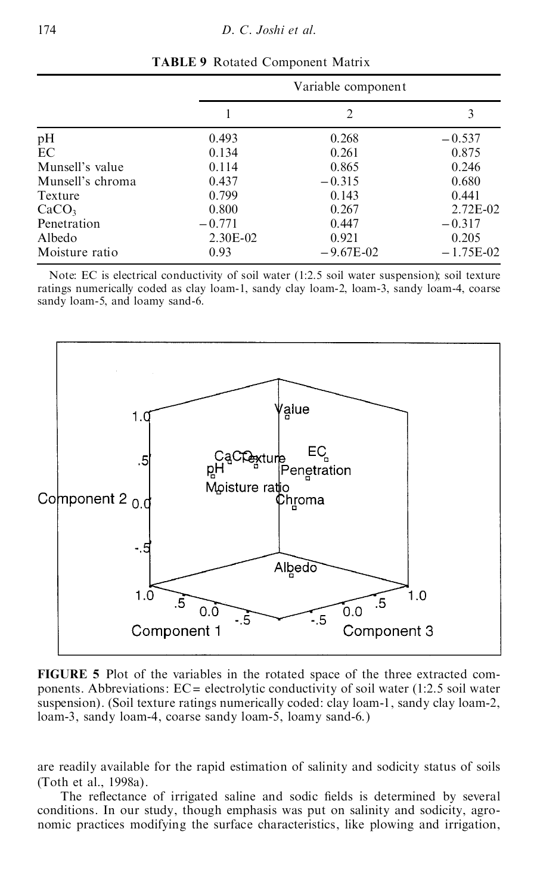**TABLE 9** Rotated Component Matrix

| | Variable component | | |
|---|---|---|---|
| | 1 | 2 | 3 |
| pH | 0.493 | 0.268 | −0.537 |
| EC | 0.134 | 0.261 | 0.875 |
| Munsell's value | 0.114 | 0.865 | 0.246 |
| Munsell's chroma | 0.437 | −0.315 | 0.680 |
| Texture | 0.799 | 0.143 | 0.441 |
| $CaCO_3$ | 0.800 | 0.267 | 2.72E-02 |
| Penetration | −0.771 | 0.447 | −0.317 |
| Albedo | 2.30E-02 | 0.921 | 0.205 |
| Moisture ratio | 0.93 | −9.67E-02 | −1.75E-02 |

Note: EC is electrical conductivity of soil water (1:2.5 soil water suspension); soil texture ratings numerically coded as clay loam-1, sandy clay loam-2, loam-3, sandy loam-4, coarse sandy loam-5, and loamy sand-6.

**FIGURE 5** Plot of the variables in the rotated space of the three extracted components. Abbreviations: EC = electrolytic conductivity of soil water (1:2.5 soil water suspension). (Soil texture ratings numerically coded: clay loam-1, sandy clay loam-2, loam-3, sandy loam-4, coarse sandy loam-5, loamy sand-6.)

are readily available for the rapid estimation of salinity and sodicity status of soils (Toth et al., 1998a).

The reflectance of irrigated saline and sodic fields is determined by several conditions. In our study, though emphasis was put on salinity and sodicity, agronomic practices modifying the surface characteristics, like plowing and irrigation,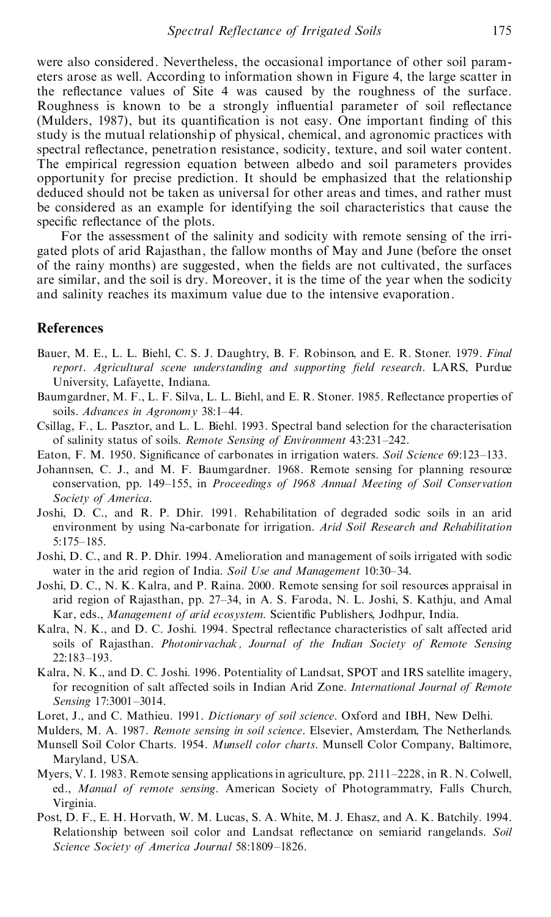were also considered. Nevertheless, the occasional importance of other soil parameters arose as well. According to information shown in Figure 4, the large scatter in the reflectance values of Site 4 was caused by the roughness of the surface. Roughness is known to be a strongly influential parameter of soil reflectance (Mulders, 1987), but its quantification is not easy. One important finding of this study is the mutual relationship of physical, chemical, and agronomic practices with spectral reflectance, penetration resistance, sodicity, texture, and soil water content. The empirical regression equation between albedo and soil parameters provides opportunity for precise prediction. It should be emphasized that the relationship deduced should not be taken as universal for other areas and times, and rather must be considered as an example for identifying the soil characteristics that cause the specific reflectance of the plots.

For the assessment of the salinity and sodicity with remote sensing of the irrigated plots of arid Rajasthan, the fallow months of May and June (before the onset of the rainy months) are suggested, when the fields are not cultivated, the surfaces are similar, and the soil is dry. Moreover, it is the time of the year when the sodicity and salinity reaches its maximum value due to the intensive evaporation.

## References

Bauer, M. E., L. L. Biehl, C. S. J. Daughtry, B. F. Robinson, and E. R. Stoner. 1979. *Final report. Agricultural scene understanding and supporting field research*. LARS, Purdue University, Lafayette, Indiana.

Baumgardner, M. F., L. F. Silva, L. L. Biehl, and E. R. Stoner. 1985. Reflectance properties of soils. *Advances in Agronomy* 38:1–44.

Csillag, F., L. Pasztor, and L. L. Biehl. 1993. Spectral band selection for the characterisation of salinity status of soils. *Remote Sensing of Environment* 43:231–242.

Eaton, F. M. 1950. Significance of carbonates in irrigation waters. *Soil Science* 69:123–133.

Johannsen, C. J., and M. F. Baumgardner. 1968. Remote sensing for planning resource conservation, pp. 149–155, in *Proceedings of 1968 Annual Meeting of Soil Conservation Society of America*.

Joshi, D. C., and R. P. Dhir. 1991. Rehabilitation of degraded sodic soils in an arid environment by using Na-carbonate for irrigation. *Arid Soil Research and Rehabilitation* 5:175–185.

Joshi, D. C., and R. P. Dhir. 1994. Amelioration and management of soils irrigated with sodic water in the arid region of India. *Soil Use and Management* 10:30–34.

Joshi, D. C., N. K. Kalra, and P. Raina. 2000. Remote sensing for soil resources appraisal in arid region of Rajasthan, pp. 27–34, in A. S. Faroda, N. L. Joshi, S. Kathju, and Amal Kar, eds., *Management of arid ecosystem*. Scientific Publishers, Jodhpur, India.

Kalra, N. K., and D. C. Joshi. 1994. Spectral reflectance characteristics of salt affected arid soils of Rajasthan. *Photonirvachak, Journal of the Indian Society of Remote Sensing* 22:183–193.

Kalra, N. K., and D. C. Joshi. 1996. Potentiality of Landsat, SPOT and IRS satellite imagery, for recognition of salt affected soils in Indian Arid Zone. *International Journal of Remote Sensing* 17:3001–3014.

Loret, J., and C. Mathieu. 1991. *Dictionary of soil science*. Oxford and IBH, New Delhi.

Mulders, M. A. 1987. *Remote sensing in soil science*. Elsevier, Amsterdam, The Netherlands.

Munsell Soil Color Charts. 1954. *Munsell color charts*. Munsell Color Company, Baltimore, Maryland, USA.

Myers, V. I. 1983. Remote sensing applications in agriculture, pp. 2111–2228, in R. N. Colwell, ed., *Manual of remote sensing*. American Society of Photogrammatry, Falls Church, Virginia.

Post, D. F., E. H. Horvath, W. M. Lucas, S. A. White, M. J. Ehasz, and A. K. Batchily. 1994. Relationship between soil color and Landsat reflectance on semiarid rangelands. *Soil Science Society of America Journal* 58:1809–1826.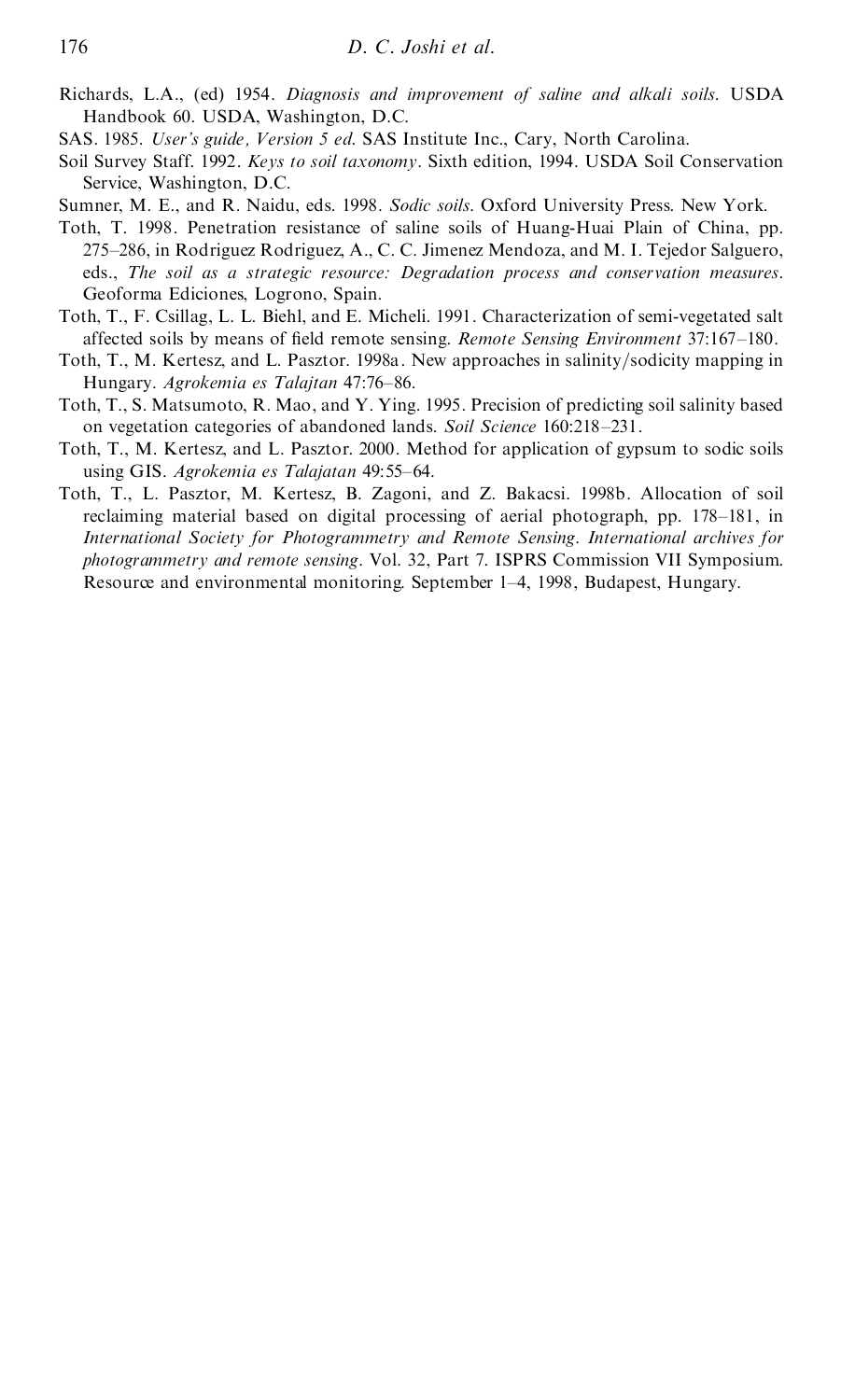Richards, L.A., (ed) 1954. *Diagnosis and improvement of saline and alkali soils*. USDA Handbook 60. USDA, Washington, D.C.

SAS. 1985. *User's guide, Version 5 ed*. SAS Institute Inc., Cary, North Carolina.

Soil Survey Staff. 1992. *Keys to soil taxonomy*. Sixth edition, 1994. USDA Soil Conservation Service, Washington, D.C.

Sumner, M. E., and R. Naidu, eds. 1998. *Sodic soils*. Oxford University Press. New York.

Toth, T. 1998. Penetration resistance of saline soils of Huang-Huai Plain of China, pp. 275–286, in Rodriguez Rodriguez, A., C. C. Jimenez Mendoza, and M. I. Tejedor Salguero, eds., *The soil as a strategic resource: Degradation process and conservation measures*. Geoforma Ediciones, Logrono, Spain.

Toth, T., F. Csillag, L. L. Biehl, and E. Micheli. 1991. Characterization of semi-vegetated salt affected soils by means of field remote sensing. *Remote Sensing Environment* 37:167–180.

Toth, T., M. Kertesz, and L. Pasztor. 1998a. New approaches in salinity/sodicity mapping in Hungary. *Agrokemia es Talajtan* 47:76–86.

Toth, T., S. Matsumoto, R. Mao, and Y. Ying. 1995. Precision of predicting soil salinity based on vegetation categories of abandoned lands. *Soil Science* 160:218–231.

Toth, T., M. Kertesz, and L. Pasztor. 2000. Method for application of gypsum to sodic soils using GIS. *Agrokemia es Talajatan* 49:55–64.

Toth, T., L. Pasztor, M. Kertesz, B. Zagoni, and Z. Bakacsi. 1998b. Allocation of soil reclaiming material based on digital processing of aerial photograph, pp. 178–181, in *International Society for Photogrammetry and Remote Sensing*. *International archives for photogrammetry and remote sensing*. Vol. 32, Part 7. ISPRS Commission VII Symposium. Resource and environmental monitoring. September 1–4, 1998, Budapest, Hungary.